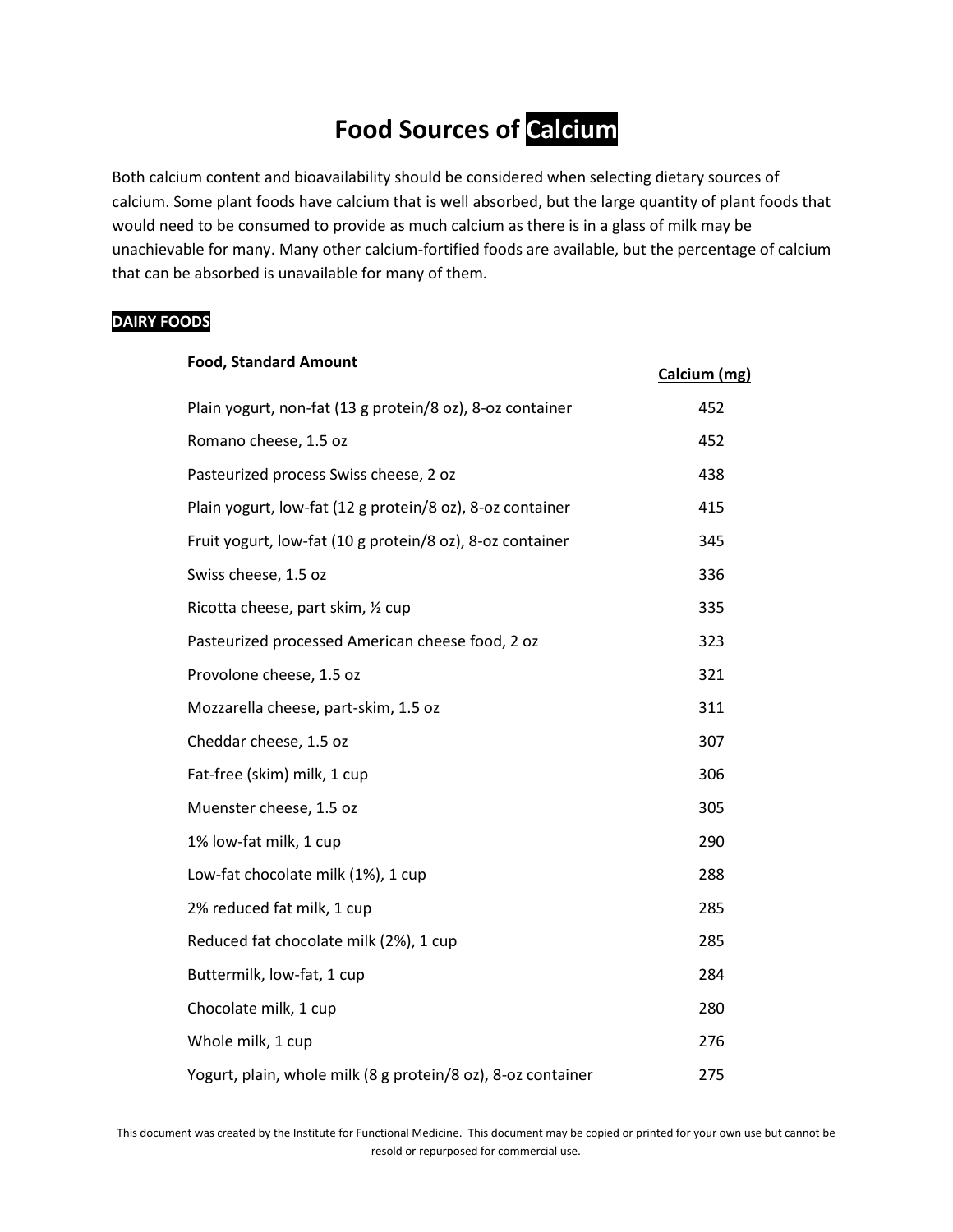# Food Sources of Calcium

Both calcium content and bioavailability should be considered when selecting dietary sources of calcium. Some plant foods have calcium that is well absorbed, but the large quantity of plant foods that would need to be consumed to provide as much calcium as there is in a glass of milk may be unachievable for many. Many other calcium-fortified foods are available, but the percentage of calcium that can be absorbed is unavailable for many of them.

## DAIRY FOODS

| Food, Standard Amount | Calcium (mg) |
|---|---|
| Plain yogurt, non-fat (13 g protein/8 oz), 8-oz container | 452 |
| Romano cheese, 1.5 oz | 452 |
| Pasteurized process Swiss cheese, 2 oz | 438 |
| Plain yogurt, low-fat (12 g protein/8 oz), 8-oz container | 415 |
| Fruit yogurt, low-fat (10 g protein/8 oz), 8-oz container | 345 |
| Swiss cheese, 1.5 oz | 336 |
| Ricotta cheese, part skim, ½ cup | 335 |
| Pasteurized processed American cheese food, 2 oz | 323 |
| Provolone cheese, 1.5 oz | 321 |
| Mozzarella cheese, part-skim, 1.5 oz | 311 |
| Cheddar cheese, 1.5 oz | 307 |
| Fat-free (skim) milk, 1 cup | 306 |
| Muenster cheese, 1.5 oz | 305 |
| 1% low-fat milk, 1 cup | 290 |
| Low-fat chocolate milk (1%), 1 cup | 288 |
| 2% reduced fat milk, 1 cup | 285 |
| Reduced fat chocolate milk (2%), 1 cup | 285 |
| Buttermilk, low-fat, 1 cup | 284 |
| Chocolate milk, 1 cup | 280 |
| Whole milk, 1 cup | 276 |
| Yogurt, plain, whole milk (8 g protein/8 oz), 8-oz container | 275 |

This document was created by the Institute for Functional Medicine. This document may be copied or printed for your own use but cannot be resold or repurposed for commercial use.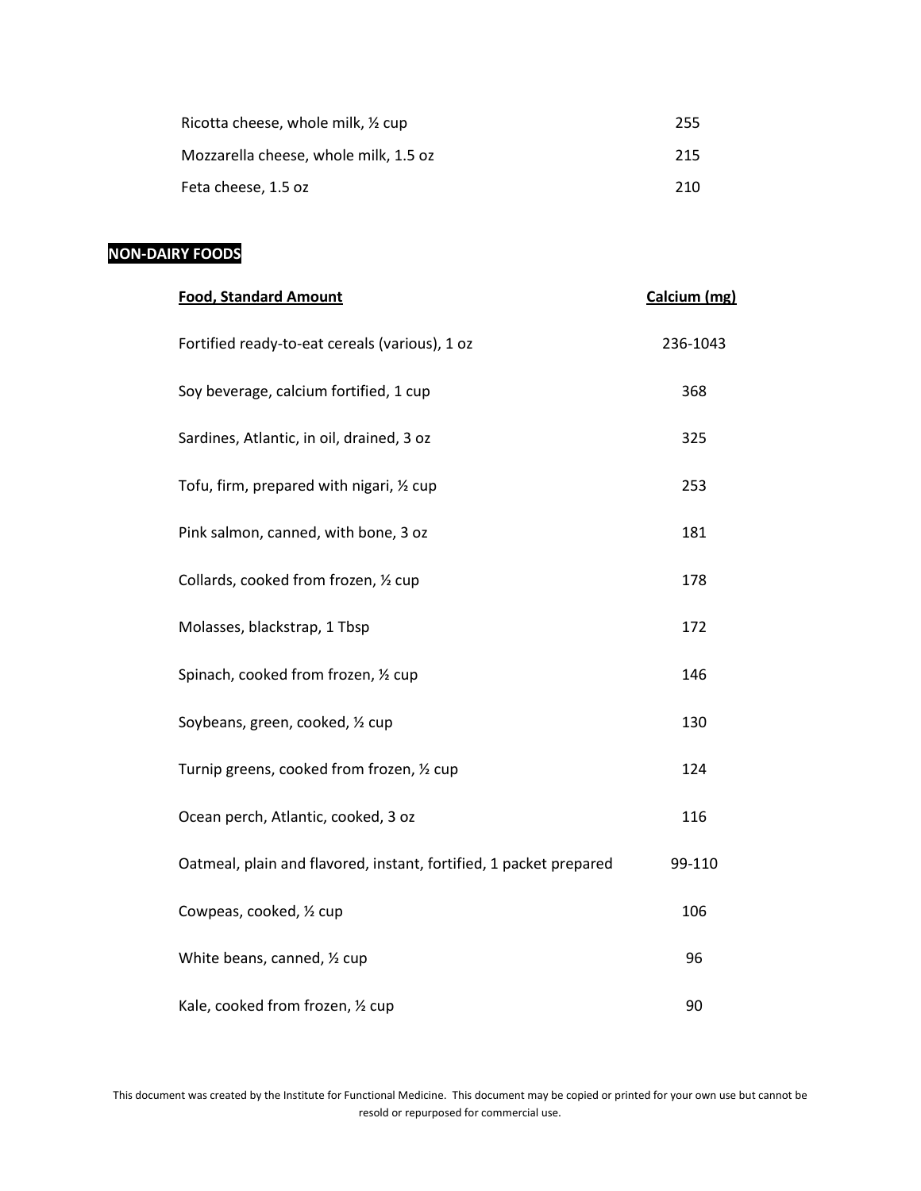| | |
|---|---|
| Ricotta cheese, whole milk, ½ cup | 255 |
| Mozzarella cheese, whole milk, 1.5 oz | 215 |
| Feta cheese, 1.5 oz | 210 |

**NON-DAIRY FOODS**

| Food, Standard Amount | Calcium (mg) |
|---|---|
| Fortified ready-to-eat cereals (various), 1 oz | 236-1043 |
| Soy beverage, calcium fortified, 1 cup | 368 |
| Sardines, Atlantic, in oil, drained, 3 oz | 325 |
| Tofu, firm, prepared with nigari, ½ cup | 253 |
| Pink salmon, canned, with bone, 3 oz | 181 |
| Collards, cooked from frozen, ½ cup | 178 |
| Molasses, blackstrap, 1 Tbsp | 172 |
| Spinach, cooked from frozen, ½ cup | 146 |
| Soybeans, green, cooked, ½ cup | 130 |
| Turnip greens, cooked from frozen, ½ cup | 124 |
| Ocean perch, Atlantic, cooked, 3 oz | 116 |
| Oatmeal, plain and flavored, instant, fortified, 1 packet prepared | 99-110 |
| Cowpeas, cooked, ½ cup | 106 |
| White beans, canned, ½ cup | 96 |
| Kale, cooked from frozen, ½ cup | 90 |

This document was created by the Institute for Functional Medicine. This document may be copied or printed for your own use but cannot be resold or repurposed for commercial use.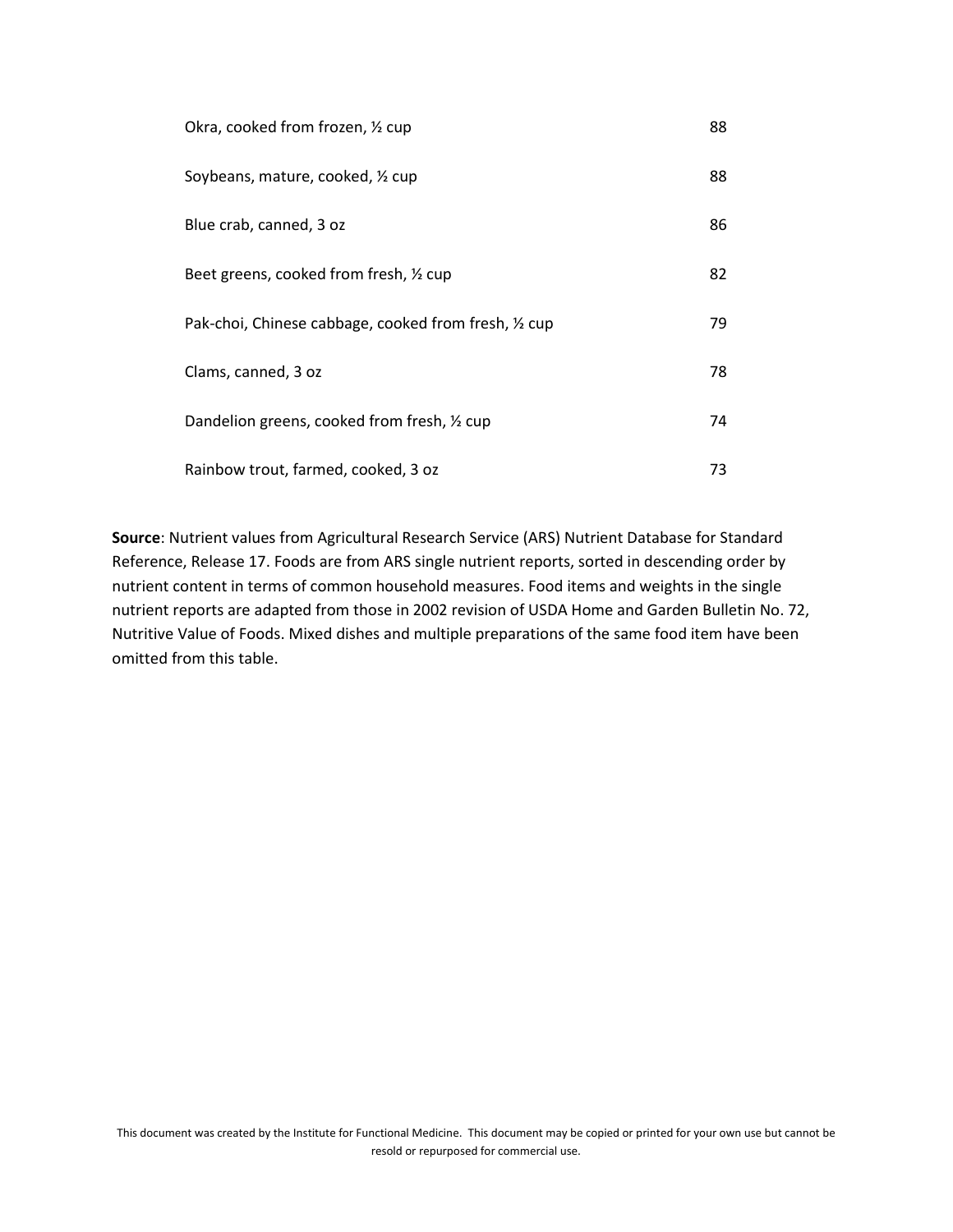| | |
|---|---|
| Okra, cooked from frozen, ½ cup | 88 |
| Soybeans, mature, cooked, ½ cup | 88 |
| Blue crab, canned, 3 oz | 86 |
| Beet greens, cooked from fresh, ½ cup | 82 |
| Pak-choi, Chinese cabbage, cooked from fresh, ½ cup | 79 |
| Clams, canned, 3 oz | 78 |
| Dandelion greens, cooked from fresh, ½ cup | 74 |
| Rainbow trout, farmed, cooked, 3 oz | 73 |

**Source**: Nutrient values from Agricultural Research Service (ARS) Nutrient Database for Standard Reference, Release 17. Foods are from ARS single nutrient reports, sorted in descending order by nutrient content in terms of common household measures. Food items and weights in the single nutrient reports are adapted from those in 2002 revision of USDA Home and Garden Bulletin No. 72, Nutritive Value of Foods. Mixed dishes and multiple preparations of the same food item have been omitted from this table.

This document was created by the Institute for Functional Medicine. This document may be copied or printed for your own use but cannot be resold or repurposed for commercial use.